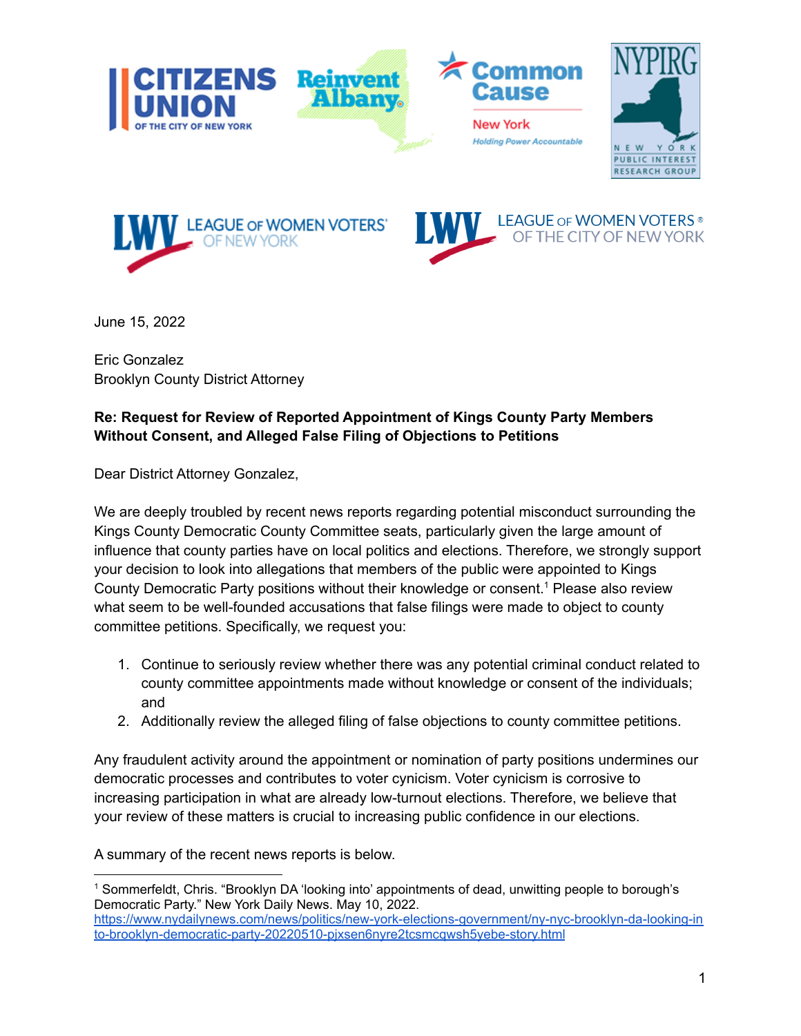June 15, 2022

Eric Gonzalez
Brooklyn County District Attorney

**Re: Request for Review of Reported Appointment of Kings County Party Members Without Consent, and Alleged False Filing of Objections to Petitions**

Dear District Attorney Gonzalez,

We are deeply troubled by recent news reports regarding potential misconduct surrounding the Kings County Democratic County Committee seats, particularly given the large amount of influence that county parties have on local politics and elections. Therefore, we strongly support your decision to look into allegations that members of the public were appointed to Kings County Democratic Party positions without their knowledge or consent.[1] Please also review what seem to be well-founded accusations that false filings were made to object to county committee petitions. Specifically, we request you:

1. Continue to seriously review whether there was any potential criminal conduct related to county committee appointments made without knowledge or consent of the individuals; and
2. Additionally review the alleged filing of false objections to county committee petitions.

Any fraudulent activity around the appointment or nomination of party positions undermines our democratic processes and contributes to voter cynicism. Voter cynicism is corrosive to increasing participation in what are already low-turnout elections. Therefore, we believe that your review of these matters is crucial to increasing public confidence in our elections.

A summary of the recent news reports is below.

---

[1] Sommerfeldt, Chris. "Brooklyn DA 'looking into' appointments of dead, unwitting people to borough's Democratic Party." New York Daily News. May 10, 2022. https://www.nydailynews.com/news/politics/new-york-elections-government/ny-nyc-brooklyn-da-looking-into-brooklyn-democratic-party-20220510-pjxsen6nyre2tcsmcqwsh5yebe-story.html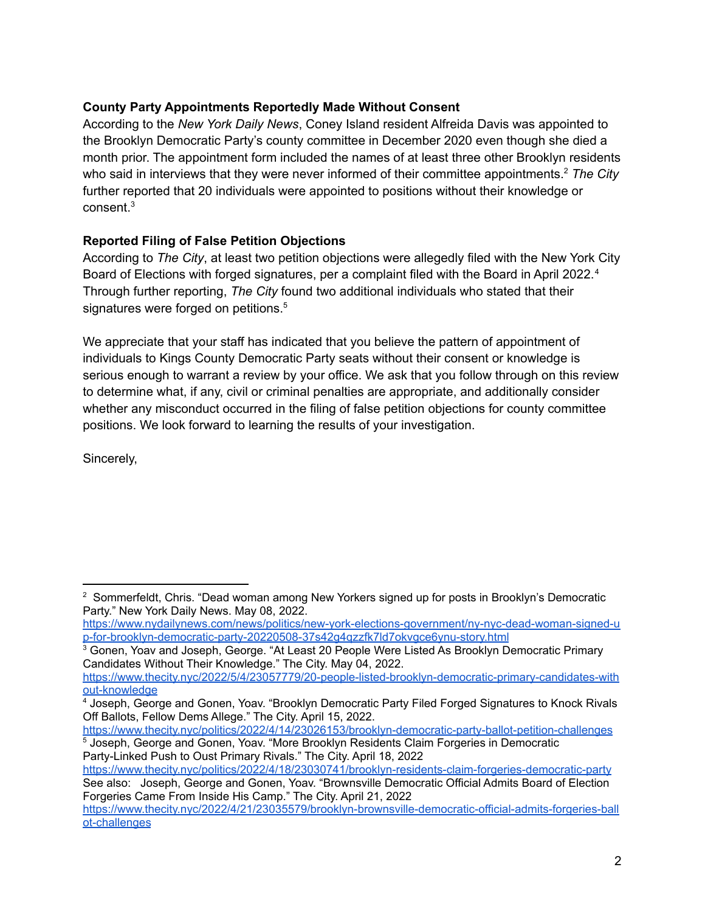**County Party Appointments Reportedly Made Without Consent**

According to the *New York Daily News*, Coney Island resident Alfreida Davis was appointed to the Brooklyn Democratic Party's county committee in December 2020 even though she died a month prior. The appointment form included the names of at least three other Brooklyn residents who said in interviews that they were never informed of their committee appointments.[2] *The City* further reported that 20 individuals were appointed to positions without their knowledge or consent.[3]

**Reported Filing of False Petition Objections**

According to *The City*, at least two petition objections were allegedly filed with the New York City Board of Elections with forged signatures, per a complaint filed with the Board in April 2022.[4] Through further reporting, *The City* found two additional individuals who stated that their signatures were forged on petitions.[5]

We appreciate that your staff has indicated that you believe the pattern of appointment of individuals to Kings County Democratic Party seats without their consent or knowledge is serious enough to warrant a review by your office. We ask that you follow through on this review to determine what, if any, civil or criminal penalties are appropriate, and additionally consider whether any misconduct occurred in the filing of false petition objections for county committee positions. We look forward to learning the results of your investigation.

Sincerely,

---

[2] Sommerfeldt, Chris. "Dead woman among New Yorkers signed up for posts in Brooklyn's Democratic Party." New York Daily News. May 08, 2022. https://www.nydailynews.com/news/politics/new-york-elections-government/ny-nyc-dead-woman-signed-up-for-brooklyn-democratic-party-20220508-37s42g4qzzfk7ld7okvgce6ynu-story.html

[3] Gonen, Yoav and Joseph, George. "At Least 20 People Were Listed As Brooklyn Democratic Primary Candidates Without Their Knowledge." The City. May 04, 2022. https://www.thecity.nyc/2022/5/4/23057779/20-people-listed-brooklyn-democratic-primary-candidates-without-knowledge

[4] Joseph, George and Gonen, Yoav. "Brooklyn Democratic Party Filed Forged Signatures to Knock Rivals Off Ballots, Fellow Dems Allege." The City. April 15, 2022. https://www.thecity.nyc/politics/2022/4/14/23026153/brooklyn-democratic-party-ballot-petition-challenges

[5] Joseph, George and Gonen, Yoav. "More Brooklyn Residents Claim Forgeries in Democratic Party-Linked Push to Oust Primary Rivals." The City. April 18, 2022 https://www.thecity.nyc/politics/2022/4/18/23030741/brooklyn-residents-claim-forgeries-democratic-party See also: Joseph, George and Gonen, Yoav. "Brownsville Democratic Official Admits Board of Election Forgeries Came From Inside His Camp." The City. April 21, 2022 https://www.thecity.nyc/2022/4/21/23035579/brooklyn-brownsville-democratic-official-admits-forgeries-ballot-challenges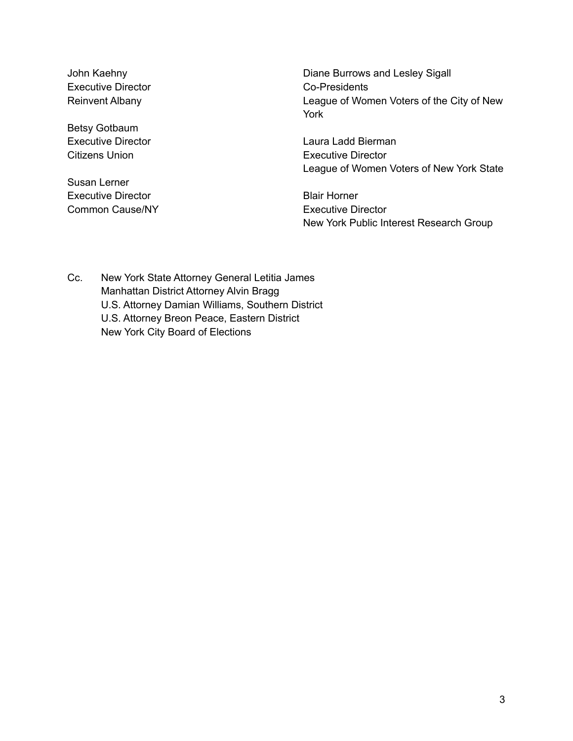John Kaehny
Executive Director
Reinvent Albany

Betsy Gotbaum
Executive Director
Citizens Union

Susan Lerner
Executive Director
Common Cause/NY

Diane Burrows and Lesley Sigall
Co-Presidents
League of Women Voters of the City of New York

Laura Ladd Bierman
Executive Director
League of Women Voters of New York State

Blair Horner
Executive Director
New York Public Interest Research Group

Cc. New York State Attorney General Letitia James
Manhattan District Attorney Alvin Bragg
U.S. Attorney Damian Williams, Southern District
U.S. Attorney Breon Peace, Eastern District
New York City Board of Elections